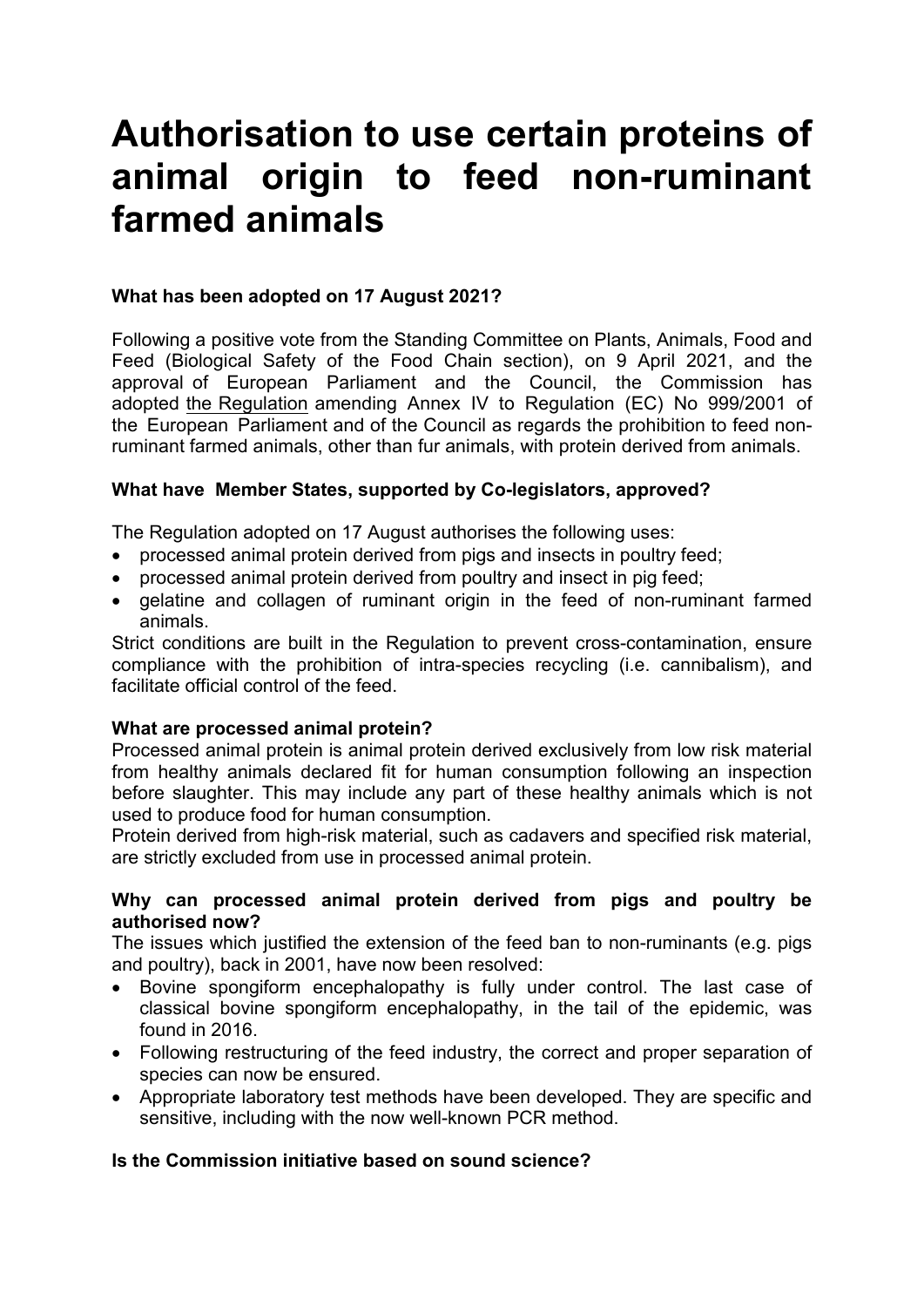# Authorisation to use certain proteins of animal origin to feed non-ruminant farmed animals

**What has been adopted on 17 August 2021?**

Following a positive vote from the Standing Committee on Plants, Animals, Food and Feed (Biological Safety of the Food Chain section), on 9 April 2021, and the approval of European Parliament and the Council, the Commission has adopted the Regulation amending Annex IV to Regulation (EC) No 999/2001 of the European Parliament and of the Council as regards the prohibition to feed non-ruminant farmed animals, other than fur animals, with protein derived from animals.

**What have Member States, supported by Co-legislators, approved?**

The Regulation adopted on 17 August authorises the following uses:

- processed animal protein derived from pigs and insects in poultry feed;
- processed animal protein derived from poultry and insect in pig feed;
- gelatine and collagen of ruminant origin in the feed of non-ruminant farmed animals.

Strict conditions are built in the Regulation to prevent cross-contamination, ensure compliance with the prohibition of intra-species recycling (i.e. cannibalism), and facilitate official control of the feed.

**What are processed animal protein?**

Processed animal protein is animal protein derived exclusively from low risk material from healthy animals declared fit for human consumption following an inspection before slaughter. This may include any part of these healthy animals which is not used to produce food for human consumption.

Protein derived from high-risk material, such as cadavers and specified risk material, are strictly excluded from use in processed animal protein.

**Why can processed animal protein derived from pigs and poultry be authorised now?**

The issues which justified the extension of the feed ban to non-ruminants (e.g. pigs and poultry), back in 2001, have now been resolved:

- Bovine spongiform encephalopathy is fully under control. The last case of classical bovine spongiform encephalopathy, in the tail of the epidemic, was found in 2016.
- Following restructuring of the feed industry, the correct and proper separation of species can now be ensured.
- Appropriate laboratory test methods have been developed. They are specific and sensitive, including with the now well-known PCR method.

**Is the Commission initiative based on sound science?**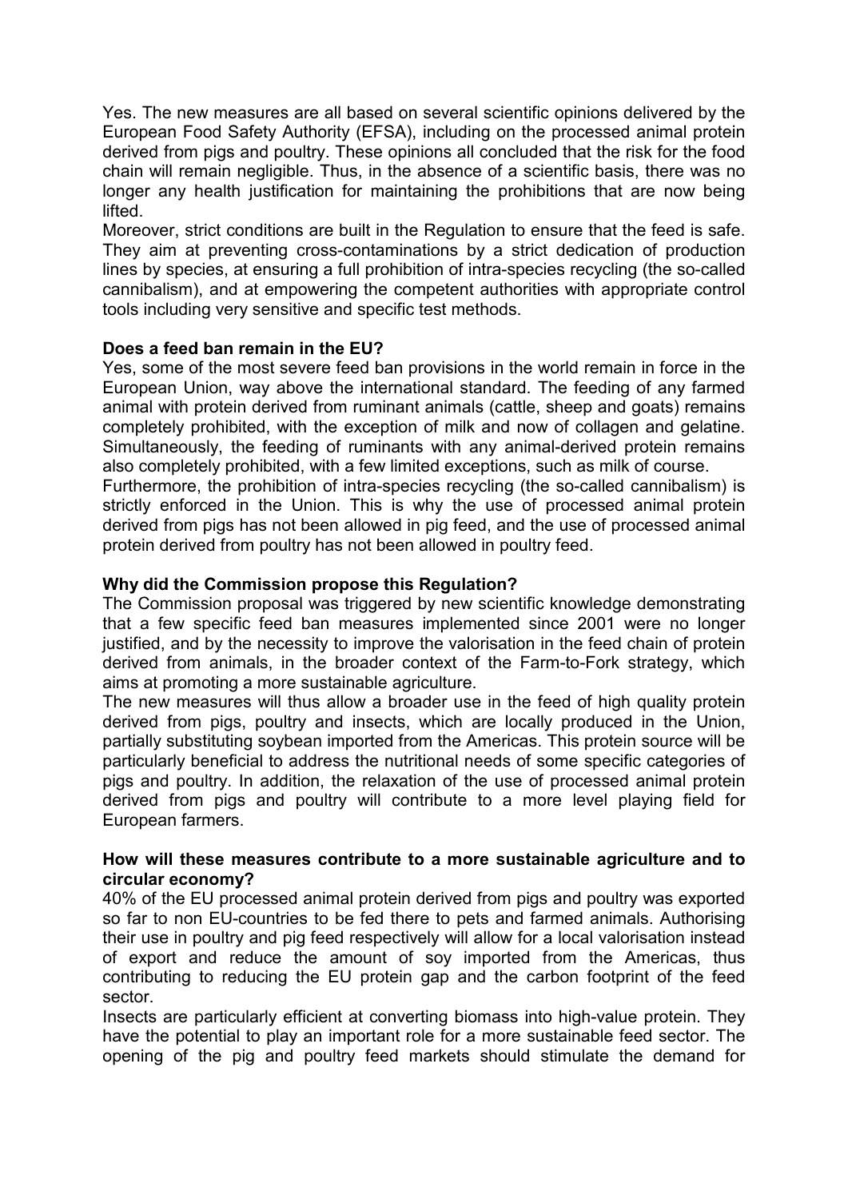Yes. The new measures are all based on several scientific opinions delivered by the European Food Safety Authority (EFSA), including on the processed animal protein derived from pigs and poultry. These opinions all concluded that the risk for the food chain will remain negligible. Thus, in the absence of a scientific basis, there was no longer any health justification for maintaining the prohibitions that are now being lifted.

Moreover, strict conditions are built in the Regulation to ensure that the feed is safe. They aim at preventing cross-contaminations by a strict dedication of production lines by species, at ensuring a full prohibition of intra-species recycling (the so-called cannibalism), and at empowering the competent authorities with appropriate control tools including very sensitive and specific test methods.

**Does a feed ban remain in the EU?**

Yes, some of the most severe feed ban provisions in the world remain in force in the European Union, way above the international standard. The feeding of any farmed animal with protein derived from ruminant animals (cattle, sheep and goats) remains completely prohibited, with the exception of milk and now of collagen and gelatine. Simultaneously, the feeding of ruminants with any animal-derived protein remains also completely prohibited, with a few limited exceptions, such as milk of course.

Furthermore, the prohibition of intra-species recycling (the so-called cannibalism) is strictly enforced in the Union. This is why the use of processed animal protein derived from pigs has not been allowed in pig feed, and the use of processed animal protein derived from poultry has not been allowed in poultry feed.

**Why did the Commission propose this Regulation?**

The Commission proposal was triggered by new scientific knowledge demonstrating that a few specific feed ban measures implemented since 2001 were no longer justified, and by the necessity to improve the valorisation in the feed chain of protein derived from animals, in the broader context of the Farm-to-Fork strategy, which aims at promoting a more sustainable agriculture.

The new measures will thus allow a broader use in the feed of high quality protein derived from pigs, poultry and insects, which are locally produced in the Union, partially substituting soybean imported from the Americas. This protein source will be particularly beneficial to address the nutritional needs of some specific categories of pigs and poultry. In addition, the relaxation of the use of processed animal protein derived from pigs and poultry will contribute to a more level playing field for European farmers.

**How will these measures contribute to a more sustainable agriculture and to circular economy?**

40% of the EU processed animal protein derived from pigs and poultry was exported so far to non EU-countries to be fed there to pets and farmed animals. Authorising their use in poultry and pig feed respectively will allow for a local valorisation instead of export and reduce the amount of soy imported from the Americas, thus contributing to reducing the EU protein gap and the carbon footprint of the feed sector.

Insects are particularly efficient at converting biomass into high-value protein. They have the potential to play an important role for a more sustainable feed sector. The opening of the pig and poultry feed markets should stimulate the demand for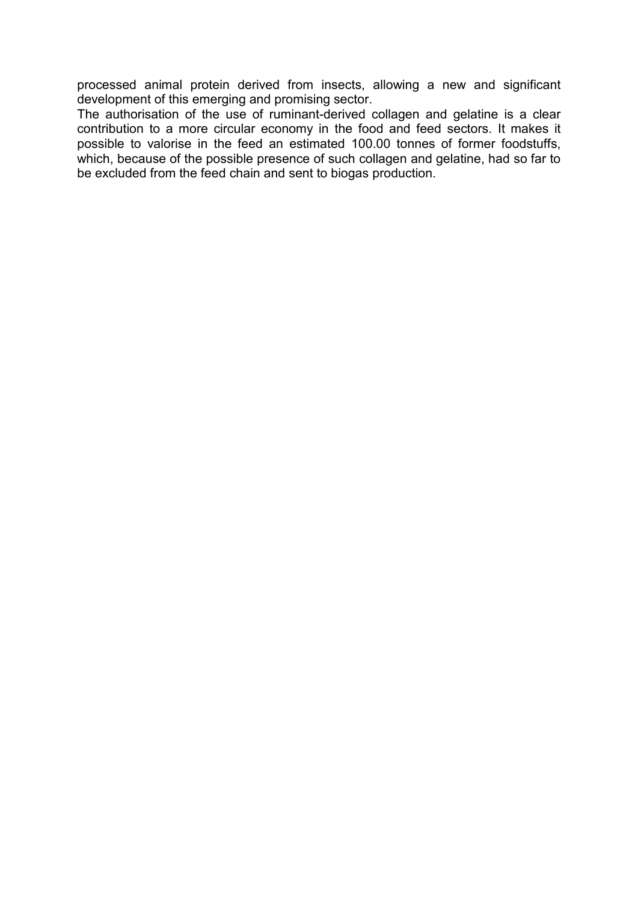processed animal protein derived from insects, allowing a new and significant development of this emerging and promising sector.

The authorisation of the use of ruminant-derived collagen and gelatine is a clear contribution to a more circular economy in the food and feed sectors. It makes it possible to valorise in the feed an estimated 100.00 tonnes of former foodstuffs, which, because of the possible presence of such collagen and gelatine, had so far to be excluded from the feed chain and sent to biogas production.